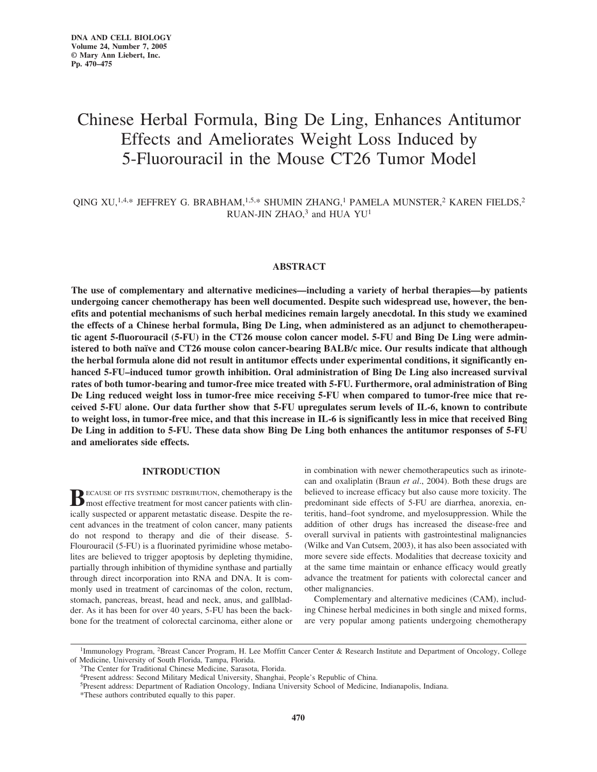# Chinese Herbal Formula, Bing De Ling, Enhances Antitumor Effects and Ameliorates Weight Loss Induced by 5-Fluorouracil in the Mouse CT26 Tumor Model

QING XU,[1,4,*] JEFFREY G. BRABHAM,[1,5,*] SHUMIN ZHANG,[1] PAMELA MUNSTER,[2] KAREN FIELDS,[2] RUAN-JIN ZHAO,[3] and HUA YU[1]

## ABSTRACT

**The use of complementary and alternative medicines—including a variety of herbal therapies—by patients undergoing cancer chemotherapy has been well documented. Despite such widespread use, however, the benefits and potential mechanisms of such herbal medicines remain largely anecdotal. In this study we examined the effects of a Chinese herbal formula, Bing De Ling, when administered as an adjunct to chemotherapeutic agent 5-fluorouracil (5-FU) in the CT26 mouse colon cancer model. 5-FU and Bing De Ling were administered to both naïve and CT26 mouse colon cancer-bearing BALB/c mice. Our results indicate that although the herbal formula alone did not result in antitumor effects under experimental conditions, it significantly enhanced 5-FU–induced tumor growth inhibition. Oral administration of Bing De Ling also increased survival rates of both tumor-bearing and tumor-free mice treated with 5-FU. Furthermore, oral administration of Bing De Ling reduced weight loss in tumor-free mice receiving 5-FU when compared to tumor-free mice that received 5-FU alone. Our data further show that 5-FU upregulates serum levels of IL-6, known to contribute to weight loss, in tumor-free mice, and that this increase in IL-6 is significantly less in mice that received Bing De Ling in addition to 5-FU. These data show Bing De Ling both enhances the antitumor responses of 5-FU and ameliorates side effects.**

## INTRODUCTION

Because of its systemic distribution, chemotherapy is the most effective treatment for most cancer patients with clinically suspected or apparent metastatic disease. Despite the recent advances in the treatment of colon cancer, many patients do not respond to therapy and die of their disease. 5-Flourouracil (5-FU) is a fluorinated pyrimidine whose metabolites are believed to trigger apoptosis by depleting thymidine, partially through inhibition of thymidine synthase and partially through direct incorporation into RNA and DNA. It is commonly used in treatment of carcinomas of the colon, rectum, stomach, pancreas, breast, head and neck, anus, and gallbladder. As it has been for over 40 years, 5-FU has been the backbone for the treatment of colorectal carcinoma, either alone or in combination with newer chemotherapeutics such as irinotecan and oxaliplatin (Braun *et al*., 2004). Both these drugs are believed to increase efficacy but also cause more toxicity. The predominant side effects of 5-FU are diarrhea, anorexia, enteritis, hand–foot syndrome, and myelosuppression. While the addition of other drugs has increased the disease-free and overall survival in patients with gastrointestinal malignancies (Wilke and Van Cutsem, 2003), it has also been associated with more severe side effects. Modalities that decrease toxicity and at the same time maintain or enhance efficacy would greatly advance the treatment for patients with colorectal cancer and other malignancies.

Complementary and alternative medicines (CAM), including Chinese herbal medicines in both single and mixed forms, are very popular among patients undergoing chemotherapy

[1]Immunology Program, [2]Breast Cancer Program, H. Lee Moffitt Cancer Center & Research Institute and Department of Oncology, College of Medicine, University of South Florida, Tampa, Florida.

[3]The Center for Traditional Chinese Medicine, Sarasota, Florida.

[4]Present address: Second Military Medical University, Shanghai, People's Republic of China.

[5]Present address: Department of Radiation Oncology, Indiana University School of Medicine, Indianapolis, Indiana.

*These authors contributed equally to this paper.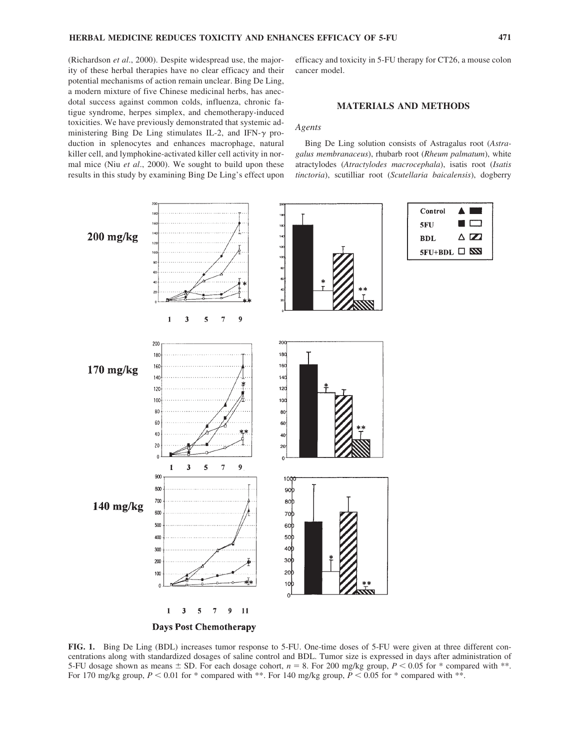(Richardson *et al*., 2000). Despite widespread use, the majority of these herbal therapies have no clear efficacy and their potential mechanisms of action remain unclear. Bing De Ling, a modern mixture of five Chinese medicinal herbs, has anecdotal success against common colds, influenza, chronic fatigue syndrome, herpes simplex, and chemotherapy-induced toxicities. We have previously demonstrated that systemic administering Bing De Ling stimulates IL-2, and IFN-$\gamma$ production in splenocytes and enhances macrophage, natural killer cell, and lymphokine-activated killer cell activity in normal mice (Niu *et al*., 2000). We sought to build upon these results in this study by examining Bing De Ling's effect upon efficacy and toxicity in 5-FU therapy for CT26, a mouse colon cancer model.

## MATERIALS AND METHODS

### *Agents*

Bing De Ling solution consists of Astragalus root (*Astragalus membranaceus*), rhubarb root (*Rheum palmatum*), white atractylodes (*Atractylodes macrocephala*), isatis root (*Isatis tinctoria*), scutilliar root (*Scutellaria baicalensis*), dogberry

**FIG. 1.** Bing De Ling (BDL) increases tumor response to 5-FU. One-time doses of 5-FU were given at three different concentrations along with standardized dosages of saline control and BDL. Tumor size is expressed in days after administration of 5-FU dosage shown as means ± SD. For each dosage cohort, $n = 8$. For 200 mg/kg group, $P < 0.05$ for * compared with **. For 170 mg/kg group, $P < 0.01$ for * compared with **. For 140 mg/kg group, $P < 0.05$ for * compared with **.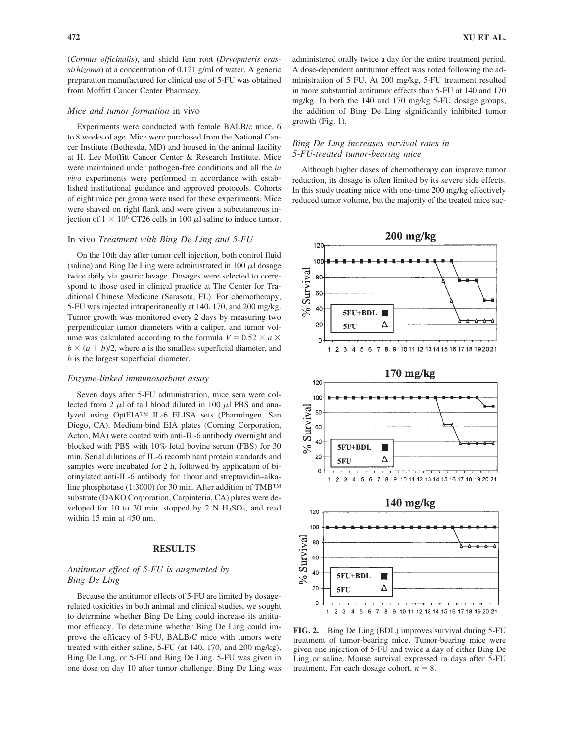(*Cormus officinalis*), and shield fern root (*Dryopnteris erassirhizoma*) at a concentration of 0.121 g/ml of water. A generic preparation manufactured for clinical use of 5-FU was obtained from Moffitt Cancer Center Pharmacy.

### *Mice and tumor formation* in vivo

Experiments were conducted with female BALB/c mice, 6 to 8 weeks of age. Mice were purchased from the National Cancer Institute (Bethesda, MD) and housed in the animal facility at H. Lee Moffitt Cancer Center & Research Institute. Mice were maintained under pathogen-free conditions and all the *in vivo* experiments were performed in accordance with established institutional guidance and approved protocols. Cohorts of eight mice per group were used for these experiments. Mice were shaved on right flank and were given a subcutaneous injection of $1 \times 10^6$ CT26 cells in 100 $\mu$l saline to induce tumor.

### In vivo *Treatment with Bing De Ling and 5-FU*

On the 10th day after tumor cell injection, both control fluid (saline) and Bing De Ling were administrated in 100 $\mu$l dosage twice daily via gastric lavage. Dosages were selected to correspond to those used in clinical practice at The Center for Traditional Chinese Medicine (Sarasota, FL). For chemotherapy, 5-FU was injected intraperitoneally at 140, 170, and 200 mg/kg. Tumor growth was monitored every 2 days by measuring two perpendicular tumor diameters with a caliper, and tumor volume was calculated according to the formula $V = 0.52 \times a \times b \times (a + b)/2$, where $a$ is the smallest superficial diameter, and $b$ is the largest superficial diameter.

### *Enzyme-linked immunosorbant assay*

Seven days after 5-FU administration, mice sera were collected from 2 $\mu$l of tail blood diluted in 100 $\mu$l PBS and analyzed using OptEIA™ IL-6 ELISA sets (Pharmingen, San Diego, CA). Medium-bind EIA plates (Corning Corporation, Acton, MA) were coated with anti-IL-6 antibody overnight and blocked with PBS with 10% fetal bovine serum (FBS) for 30 min. Serial dilutions of IL-6 recombinant protein standards and samples were incubated for 2 h, followed by application of biotinylated anti-IL-6 antibody for 1hour and streptavidin–alkaline phosphotase (1:3000) for 30 min. After addition of TMB™ substrate (DAKO Corporation, Carpinteria, CA) plates were developed for 10 to 30 min, stopped by 2 N $H_2SO_4$, and read within 15 min at 450 nm.

## RESULTS

### *Antitumor effect of 5-FU is augmented by Bing De Ling*

Because the antitumor effects of 5-FU are limited by dosage-related toxicities in both animal and clinical studies, we sought to determine whether Bing De Ling could increase its antitumor efficacy. To determine whether Bing De Ling could improve the efficacy of 5-FU, BALB/C mice with tumors were treated with either saline, 5-FU (at 140, 170, and 200 mg/kg), Bing De Ling, or 5-FU and Bing De Ling. 5-FU was given in one dose on day 10 after tumor challenge. Bing De Ling was administered orally twice a day for the entire treatment period. A dose-dependent antitumor effect was noted following the administration of 5 FU. At 200 mg/kg, 5-FU treatment resulted in more substantial antitumor effects than 5-FU at 140 and 170 mg/kg. In both the 140 and 170 mg/kg 5-FU dosage groups, the addition of Bing De Ling significantly inhibited tumor growth (Fig. 1).

### *Bing De Ling increases survival rates in 5-FU-treated tumor-bearing mice*

Although higher doses of chemotherapy can improve tumor reduction, its dosage is often limited by its severe side effects. In this study treating mice with one-time 200 mg/kg effectively reduced tumor volume, but the majority of the treated mice suc-

**FIG. 2.** Bing De Ling (BDL) improves survival during 5-FU treatment of tumor-bearing mice. Tumor-bearing mice were given one injection of 5-FU and twice a day of either Bing De Ling or saline. Mouse survival expressed in days after 5-FU treatment. For each dosage cohort, $n = 8$.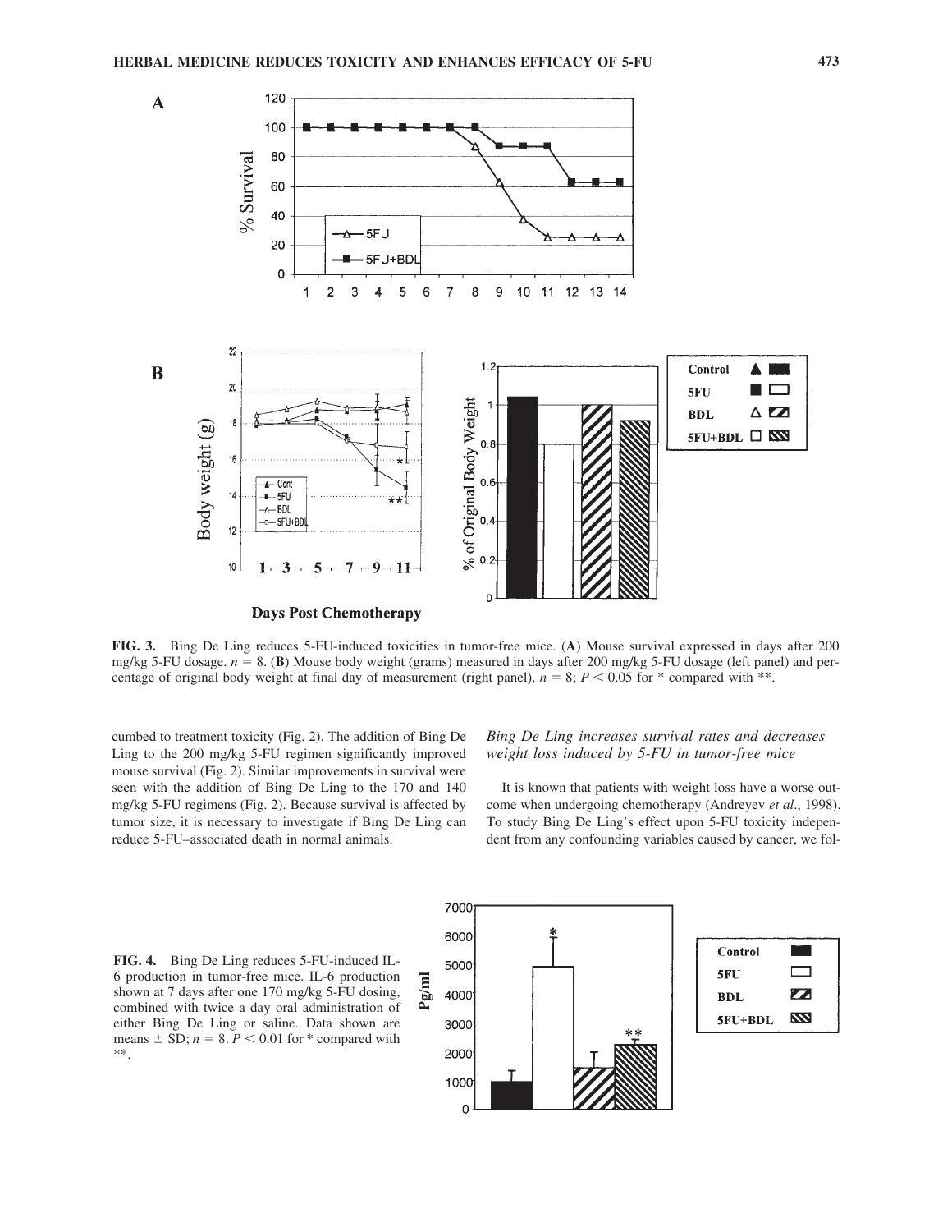**FIG. 3.** Bing De Ling reduces 5-FU-induced toxicities in tumor-free mice. (**A**) Mouse survival expressed in days after 200 mg/kg 5-FU dosage. $n = 8$. (**B**) Mouse body weight (grams) measured in days after 200 mg/kg 5-FU dosage (left panel) and percentage of original body weight at final day of measurement (right panel). $n = 8$; $P < 0.05$ for * compared with **.

cumbed to treatment toxicity (Fig. 2). The addition of Bing De Ling to the 200 mg/kg 5-FU regimen significantly improved mouse survival (Fig. 2). Similar improvements in survival were seen with the addition of Bing De Ling to the 170 and 140 mg/kg 5-FU regimens (Fig. 2). Because survival is affected by tumor size, it is necessary to investigate if Bing De Ling can reduce 5-FU–associated death in normal animals.

### *Bing De Ling increases survival rates and decreases weight loss induced by 5-FU in tumor-free mice*

It is known that patients with weight loss have a worse outcome when undergoing chemotherapy (Andreyev *et al*., 1998). To study Bing De Ling's effect upon 5-FU toxicity independent from any confounding variables caused by cancer, we fol-

**FIG. 4.** Bing De Ling reduces 5-FU-induced IL-6 production in tumor-free mice. IL-6 production shown at 7 days after one 170 mg/kg 5-FU dosing, combined with twice a day oral administration of either Bing De Ling or saline. Data shown are means ± SD; $n = 8$. $P < 0.01$ for * compared with **.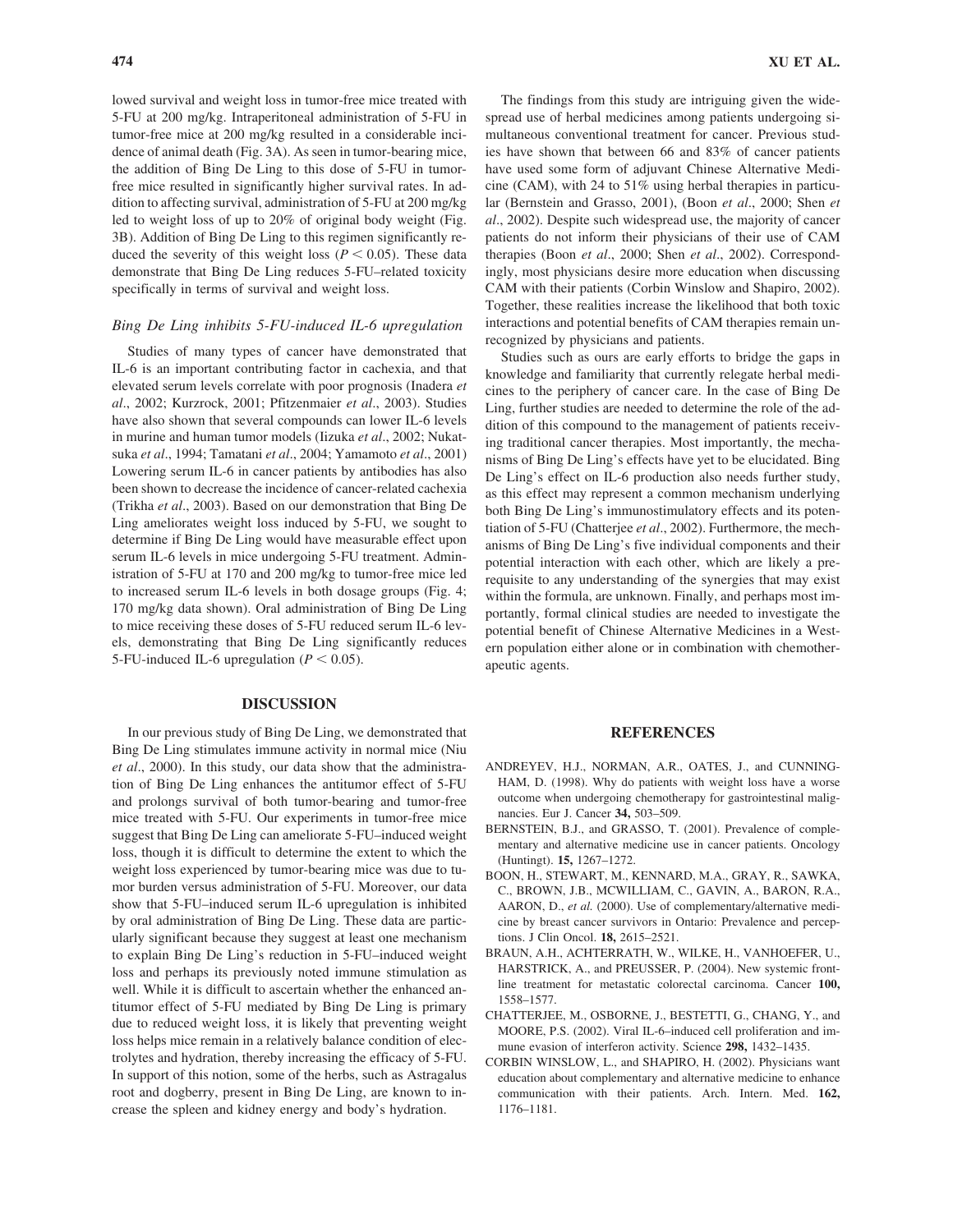lowed survival and weight loss in tumor-free mice treated with 5-FU at 200 mg/kg. Intraperitoneal administration of 5-FU in tumor-free mice at 200 mg/kg resulted in a considerable incidence of animal death (Fig. 3A). As seen in tumor-bearing mice, the addition of Bing De Ling to this dose of 5-FU in tumor-free mice resulted in significantly higher survival rates. In addition to affecting survival, administration of 5-FU at 200 mg/kg led to weight loss of up to 20% of original body weight (Fig. 3B). Addition of Bing De Ling to this regimen significantly reduced the severity of this weight loss ($P < 0.05$). These data demonstrate that Bing De Ling reduces 5-FU–related toxicity specifically in terms of survival and weight loss.

### *Bing De Ling inhibits 5-FU-induced IL-6 upregulation*

Studies of many types of cancer have demonstrated that IL-6 is an important contributing factor in cachexia, and that elevated serum levels correlate with poor prognosis (Inadera *et al*., 2002; Kurzrock, 2001; Pfitzenmaier *et al*., 2003). Studies have also shown that several compounds can lower IL-6 levels in murine and human tumor models (Iizuka *et al*., 2002; Nukatsuka *et al*., 1994; Tamatani *et al*., 2004; Yamamoto *et al*., 2001) Lowering serum IL-6 in cancer patients by antibodies has also been shown to decrease the incidence of cancer-related cachexia (Trikha *et al*., 2003). Based on our demonstration that Bing De Ling ameliorates weight loss induced by 5-FU, we sought to determine if Bing De Ling would have measurable effect upon serum IL-6 levels in mice undergoing 5-FU treatment. Administration of 5-FU at 170 and 200 mg/kg to tumor-free mice led to increased serum IL-6 levels in both dosage groups (Fig. 4; 170 mg/kg data shown). Oral administration of Bing De Ling to mice receiving these doses of 5-FU reduced serum IL-6 levels, demonstrating that Bing De Ling significantly reduces 5-FU-induced IL-6 upregulation ($P < 0.05$).

## DISCUSSION

In our previous study of Bing De Ling, we demonstrated that Bing De Ling stimulates immune activity in normal mice (Niu *et al*., 2000). In this study, our data show that the administration of Bing De Ling enhances the antitumor effect of 5-FU and prolongs survival of both tumor-bearing and tumor-free mice treated with 5-FU. Our experiments in tumor-free mice suggest that Bing De Ling can ameliorate 5-FU–induced weight loss, though it is difficult to determine the extent to which the weight loss experienced by tumor-bearing mice was due to tumor burden versus administration of 5-FU. Moreover, our data show that 5-FU–induced serum IL-6 upregulation is inhibited by oral administration of Bing De Ling. These data are particularly significant because they suggest at least one mechanism to explain Bing De Ling's reduction in 5-FU–induced weight loss and perhaps its previously noted immune stimulation as well. While it is difficult to ascertain whether the enhanced antitumor effect of 5-FU mediated by Bing De Ling is primary due to reduced weight loss, it is likely that preventing weight loss helps mice remain in a relatively balance condition of electrolytes and hydration, thereby increasing the efficacy of 5-FU. In support of this notion, some of the herbs, such as Astragalus root and dogberry, present in Bing De Ling, are known to increase the spleen and kidney energy and body's hydration.

The findings from this study are intriguing given the widespread use of herbal medicines among patients undergoing simultaneous conventional treatment for cancer. Previous studies have shown that between 66 and 83% of cancer patients have used some form of adjuvant Chinese Alternative Medicine (CAM), with 24 to 51% using herbal therapies in particular (Bernstein and Grasso, 2001), (Boon *et al*., 2000; Shen *et al*., 2002). Despite such widespread use, the majority of cancer patients do not inform their physicians of their use of CAM therapies (Boon *et al*., 2000; Shen *et al*., 2002). Correspondingly, most physicians desire more education when discussing CAM with their patients (Corbin Winslow and Shapiro, 2002). Together, these realities increase the likelihood that both toxic interactions and potential benefits of CAM therapies remain unrecognized by physicians and patients.

Studies such as ours are early efforts to bridge the gaps in knowledge and familiarity that currently relegate herbal medicines to the periphery of cancer care. In the case of Bing De Ling, further studies are needed to determine the role of the addition of this compound to the management of patients receiving traditional cancer therapies. Most importantly, the mechanisms of Bing De Ling's effects have yet to be elucidated. Bing De Ling's effect on IL-6 production also needs further study, as this effect may represent a common mechanism underlying both Bing De Ling's immunostimulatory effects and its potentiation of 5-FU (Chatterjee *et al*., 2002). Furthermore, the mechanisms of Bing De Ling's five individual components and their potential interaction with each other, which are likely a prerequisite to any understanding of the synergies that may exist within the formula, are unknown. Finally, and perhaps most importantly, formal clinical studies are needed to investigate the potential benefit of Chinese Alternative Medicines in a Western population either alone or in combination with chemotherapeutic agents.

## REFERENCES

ANDREYEV, H.J., NORMAN, A.R., OATES, J., and CUNNINGHAM, D. (1998). Why do patients with weight loss have a worse outcome when undergoing chemotherapy for gastrointestinal malignancies. Eur J. Cancer **34,** 503–509.

BERNSTEIN, B.J., and GRASSO, T. (2001). Prevalence of complementary and alternative medicine use in cancer patients. Oncology (Huntingt). **15,** 1267–1272.

BOON, H., STEWART, M., KENNARD, M.A., GRAY, R., SAWKA, C., BROWN, J.B., MCWILLIAM, C., GAVIN, A., BARON, R.A., AARON, D., *et al.* (2000). Use of complementary/alternative medicine by breast cancer survivors in Ontario: Prevalence and perceptions. J Clin Oncol. **18,** 2615–2521.

BRAUN, A.H., ACHTERRATH, W., WILKE, H., VANHOEFER, U., HARSTRICK, A., and PREUSSER, P. (2004). New systemic frontline treatment for metastatic colorectal carcinoma. Cancer **100,** 1558–1577.

CHATTERJEE, M., OSBORNE, J., BESTETTI, G., CHANG, Y., and MOORE, P.S. (2002). Viral IL-6–induced cell proliferation and immune evasion of interferon activity. Science **298,** 1432–1435.

CORBIN WINSLOW, L., and SHAPIRO, H. (2002). Physicians want education about complementary and alternative medicine to enhance communication with their patients. Arch. Intern. Med. **162,** 1176–1181.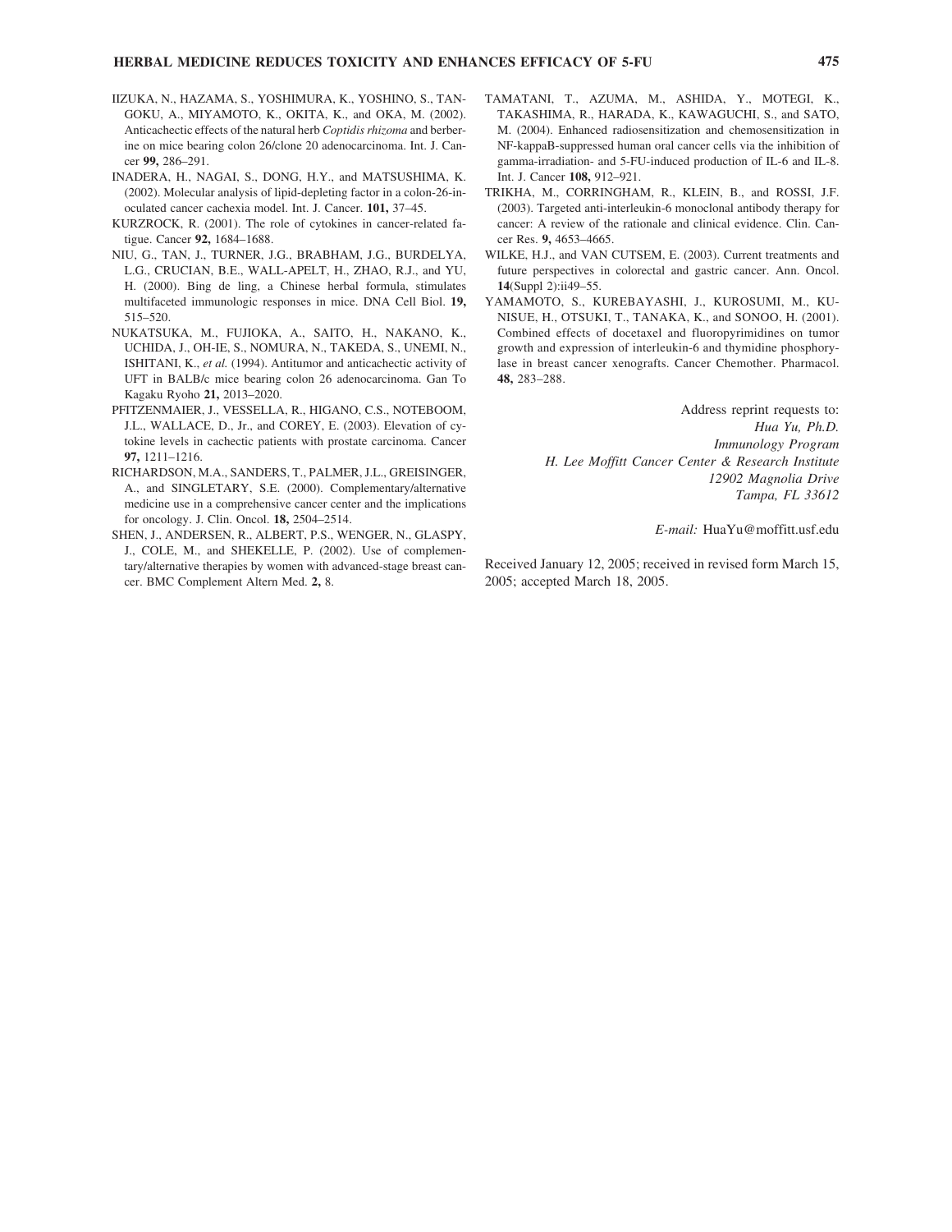IIZUKA, N., HAZAMA, S., YOSHIMURA, K., YOSHINO, S., TANGOKU, A., MIYAMOTO, K., OKITA, K., and OKA, M. (2002). Anticachectic effects of the natural herb *Coptidis rhizoma* and berberine on mice bearing colon 26/clone 20 adenocarcinoma. Int. J. Cancer **99,** 286–291.

INADERA, H., NAGAI, S., DONG, H.Y., and MATSUSHIMA, K. (2002). Molecular analysis of lipid-depleting factor in a colon-26-inoculated cancer cachexia model. Int. J. Cancer. **101,** 37–45.

KURZROCK, R. (2001). The role of cytokines in cancer-related fatigue. Cancer **92,** 1684–1688.

NIU, G., TAN, J., TURNER, J.G., BRABHAM, J.G., BURDELYA, L.G., CRUCIAN, B.E., WALL-APELT, H., ZHAO, R.J., and YU, H. (2000). Bing de ling, a Chinese herbal formula, stimulates multifaceted immunologic responses in mice. DNA Cell Biol. **19,** 515–520.

NUKATSUKA, M., FUJIOKA, A., SAITO, H., NAKANO, K., UCHIDA, J., OH-IE, S., NOMURA, N., TAKEDA, S., UNEMI, N., ISHITANI, K., *et al.* (1994). Antitumor and anticachectic activity of UFT in BALB/c mice bearing colon 26 adenocarcinoma. Gan To Kagaku Ryoho **21,** 2013–2020.

PFITZENMAIER, J., VESSELLA, R., HIGANO, C.S., NOTEBOOM, J.L., WALLACE, D., Jr., and COREY, E. (2003). Elevation of cytokine levels in cachectic patients with prostate carcinoma. Cancer **97,** 1211–1216.

RICHARDSON, M.A., SANDERS, T., PALMER, J.L., GREISINGER, A., and SINGLETARY, S.E. (2000). Complementary/alternative medicine use in a comprehensive cancer center and the implications for oncology. J. Clin. Oncol. **18,** 2504–2514.

SHEN, J., ANDERSEN, R., ALBERT, P.S., WENGER, N., GLASPY, J., COLE, M., and SHEKELLE, P. (2002). Use of complementary/alternative therapies by women with advanced-stage breast cancer. BMC Complement Altern Med. **2,** 8.

TAMATANI, T., AZUMA, M., ASHIDA, Y., MOTEGI, K., TAKASHIMA, R., HARADA, K., KAWAGUCHI, S., and SATO, M. (2004). Enhanced radiosensitization and chemosensitization in NF-kappaB-suppressed human oral cancer cells via the inhibition of gamma-irradiation- and 5-FU-induced production of IL-6 and IL-8. Int. J. Cancer **108,** 912–921.

TRIKHA, M., CORRINGHAM, R., KLEIN, B., and ROSSI, J.F. (2003). Targeted anti-interleukin-6 monoclonal antibody therapy for cancer: A review of the rationale and clinical evidence. Clin. Cancer Res. **9,** 4653–4665.

WILKE, H.J., and VAN CUTSEM, E. (2003). Current treatments and future perspectives in colorectal and gastric cancer. Ann. Oncol. **14**(Suppl 2):ii49–55.

YAMAMOTO, S., KUREBAYASHI, J., KUROSUMI, M., KUNISUE, H., OTSUKI, T., TANAKA, K., and SONOO, H. (2001). Combined effects of docetaxel and fluoropyrimidines on tumor growth and expression of interleukin-6 and thymidine phosphorylase in breast cancer xenografts. Cancer Chemother. Pharmacol. **48,** 283–288.

Address reprint requests to:
*Hua Yu, Ph.D.*
*Immunology Program*
*H. Lee Moffitt Cancer Center & Research Institute*
*12902 Magnolia Drive*
*Tampa, FL 33612*

*E-mail:* HuaYu@moffitt.usf.edu

Received January 12, 2005; received in revised form March 15, 2005; accepted March 18, 2005.